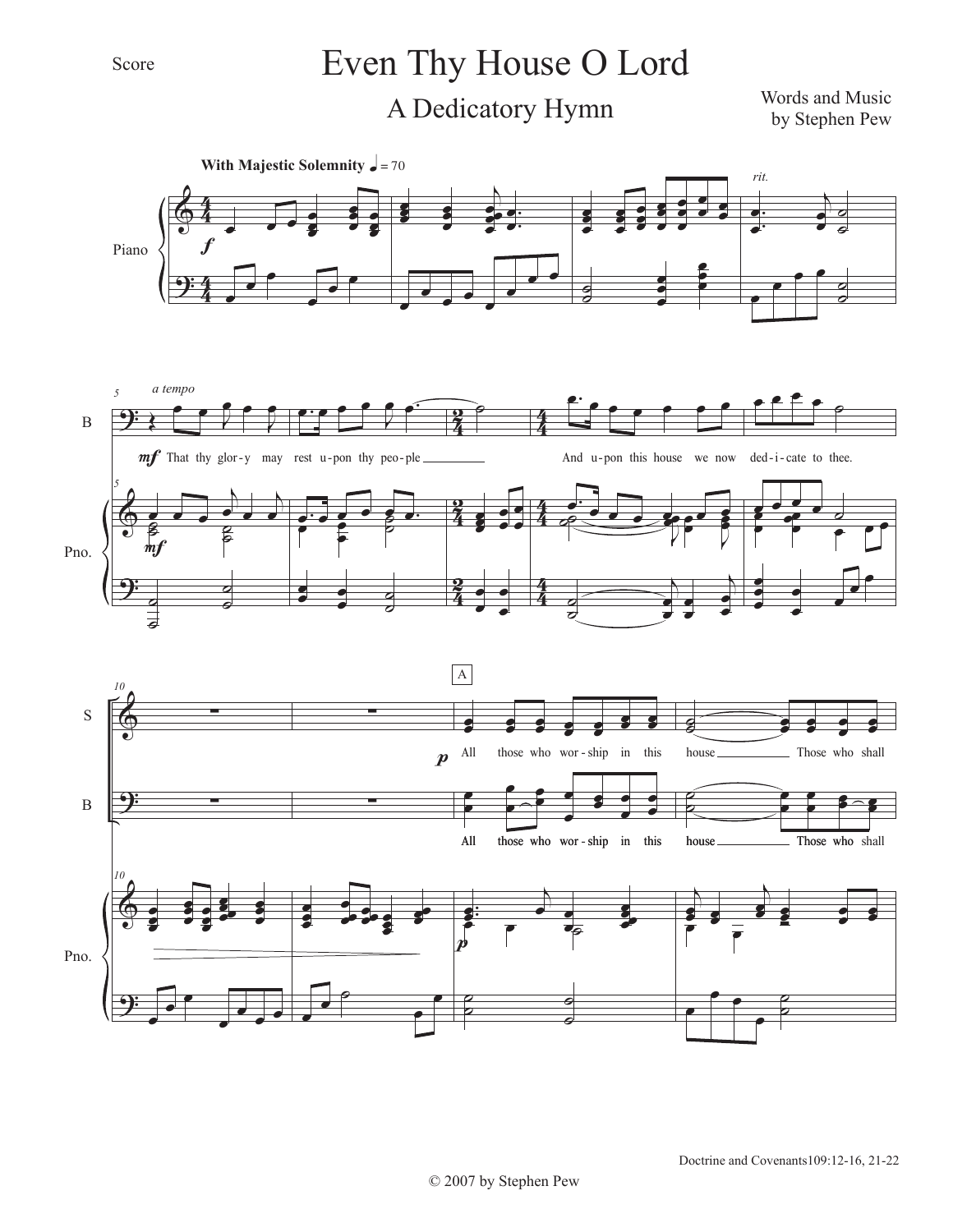Score

# Even Thy House O Lord

## A Dedicatory Hymn

Words and Music
by Stephen Pew

**With Majestic Solemnity** ♩ = 70

*rit.*

*a tempo*

That thy glor-y may rest u-pon thy peo-ple ___ And u-pon this house we now ded-i-cate to thee.

A

All those who wor-ship in this house ___ Those who shall

Doctrine and Covenants109:12-16, 21-22

© 2007 by Stephen Pew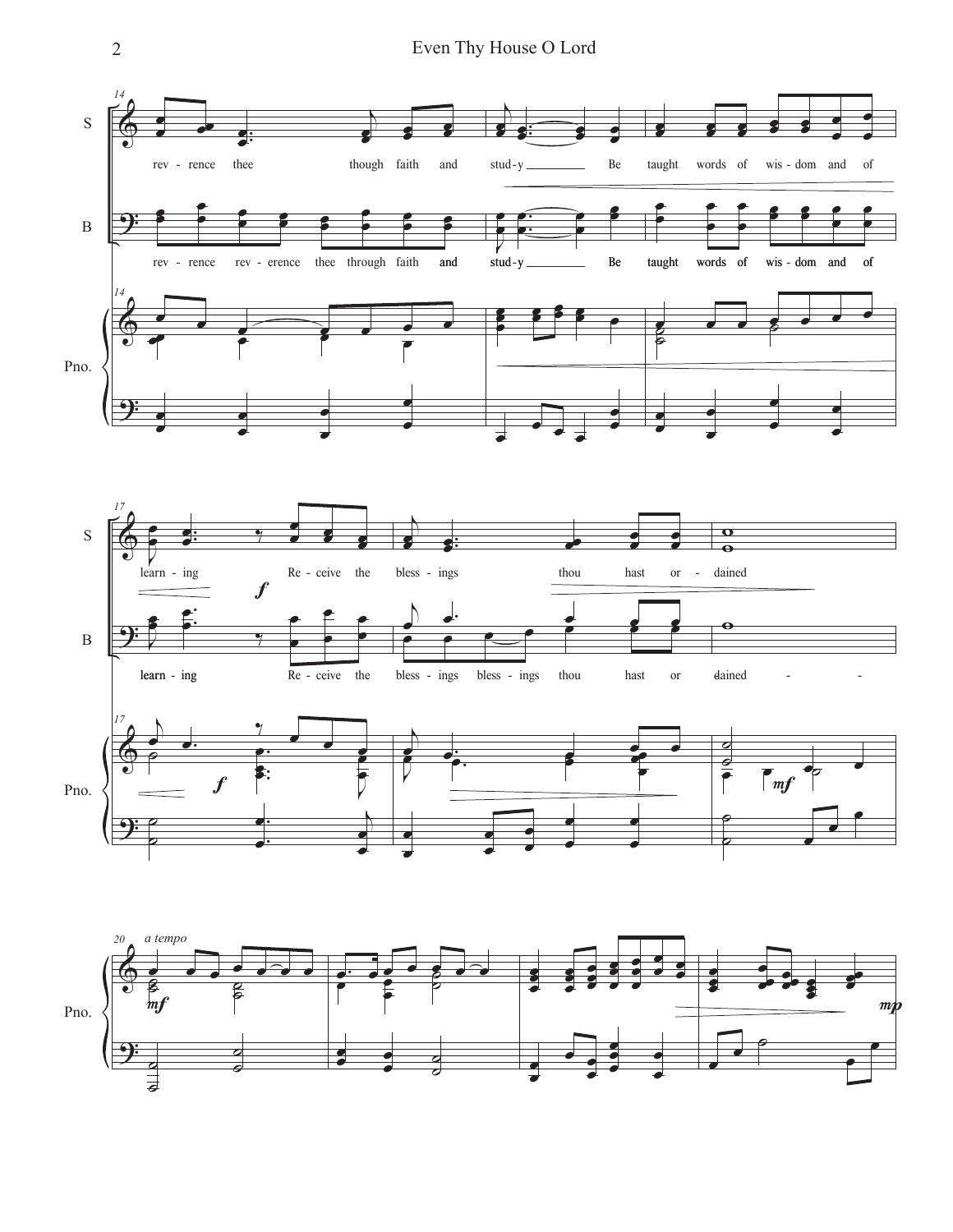S: rev - rence thee though faith and stud - y Be taught words of wis - dom and of

B: rev - rence rev - erence thee through faith and stud - y Be taught words of wis - dom and of

S: learn - ing Re - ceive the bless - ings thou hast or - dained

B: learn - ing Re - ceive the bless - ings bless - ings thou hast or - dained

*a tempo*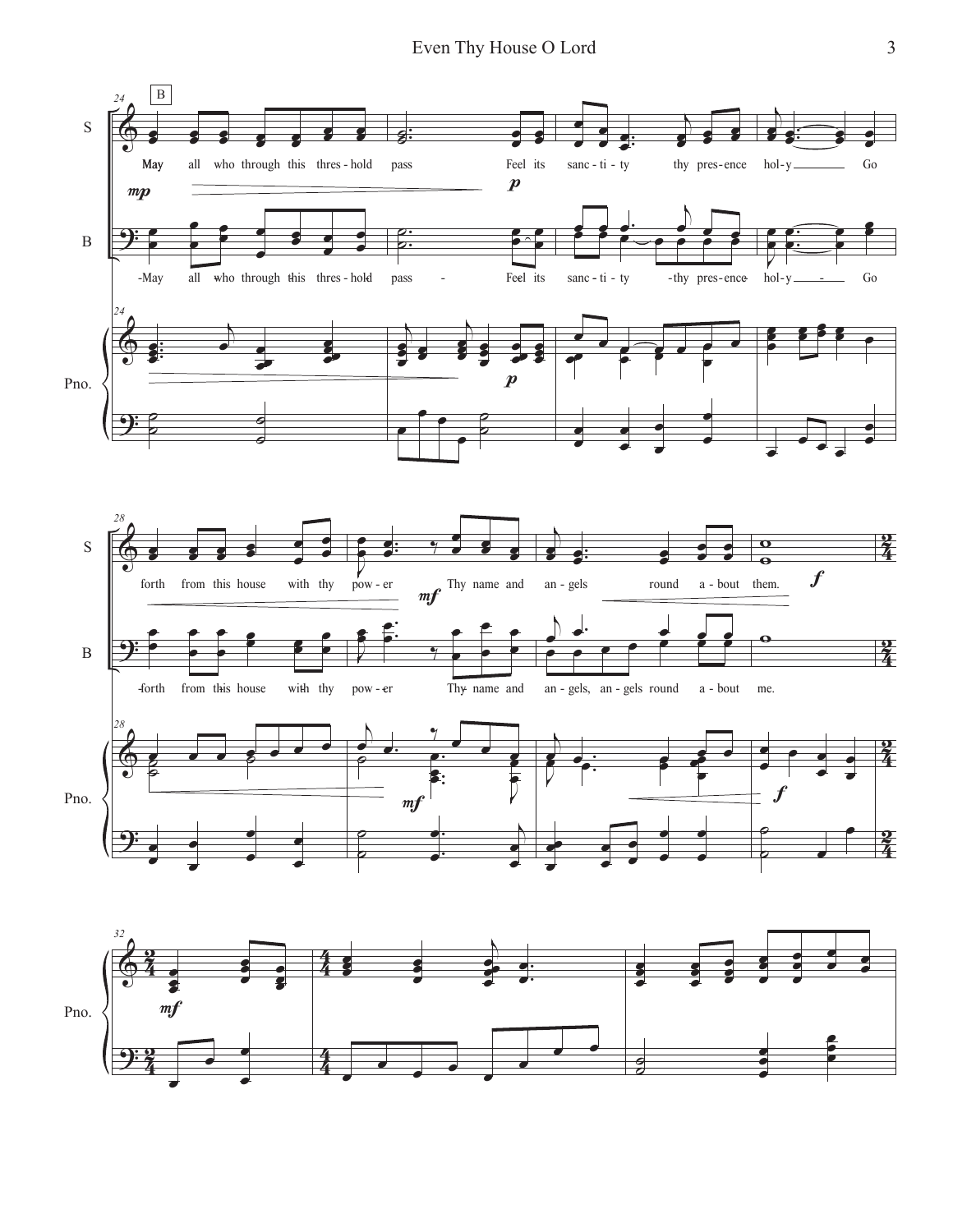S

B

Pno.

May all who through this thres-hold pass Feel its sanc-ti-ty thy pres-ence hol-y Go

May all who through this thres-hold pass Feel its sanc-ti-ty thy pres-ence hol-y Go

forth from this house with thy pow-er Thy name and an-gels round a-bout them.

forth from this house with thy pow-er Thy name and an-gels, an-gels round a-bout me.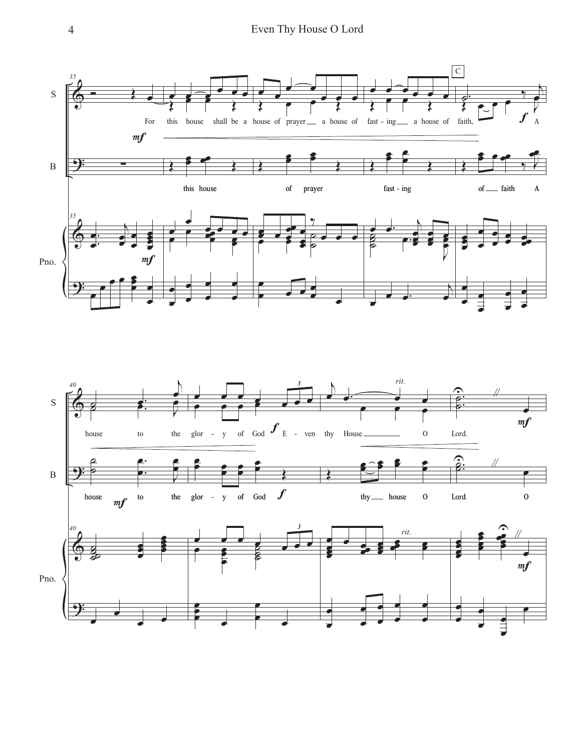S: For this house shall be a house of prayer a house of fast - ing a house of faith, A house to the glor - y of God E - ven thy House O Lord.

B: this house of prayer fast - ing of faith A house to the glor - y of God thy house O Lord. O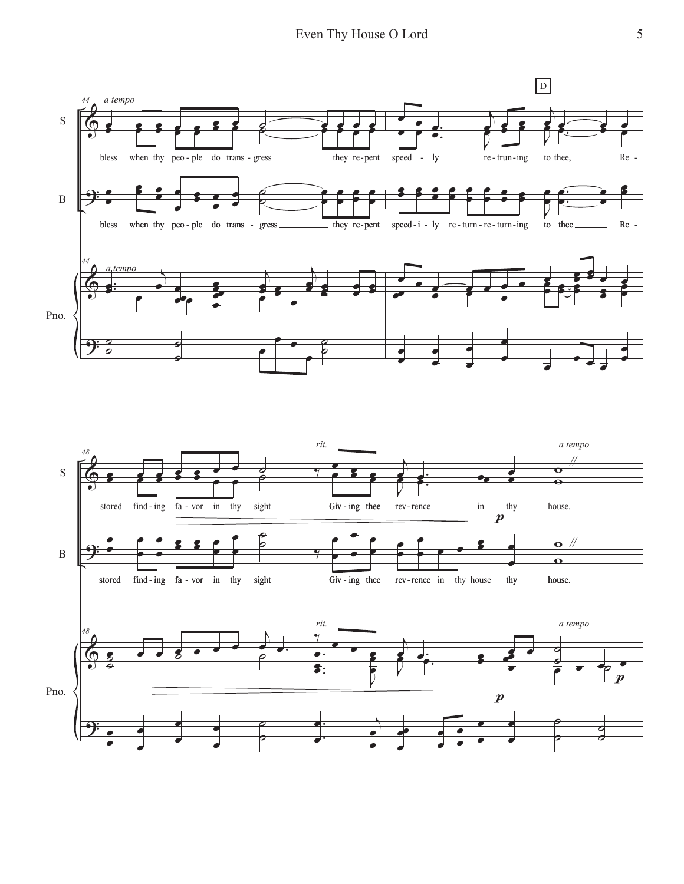*a tempo*

bless when thy peo - ple do trans - gress they re - pent speed - ly re - trun - ing to thee, Re -

bless when thy peo - ple do trans - gress they re - pent speed - i - ly re - turn - re - turn - ing to thee Re -

stored find - ing fa - vor in thy sight Giv - ing thee rev - rence in thy house.

stored find - ing fa - vor in thy sight Giv - ing thee rev - rence in thy house thy house.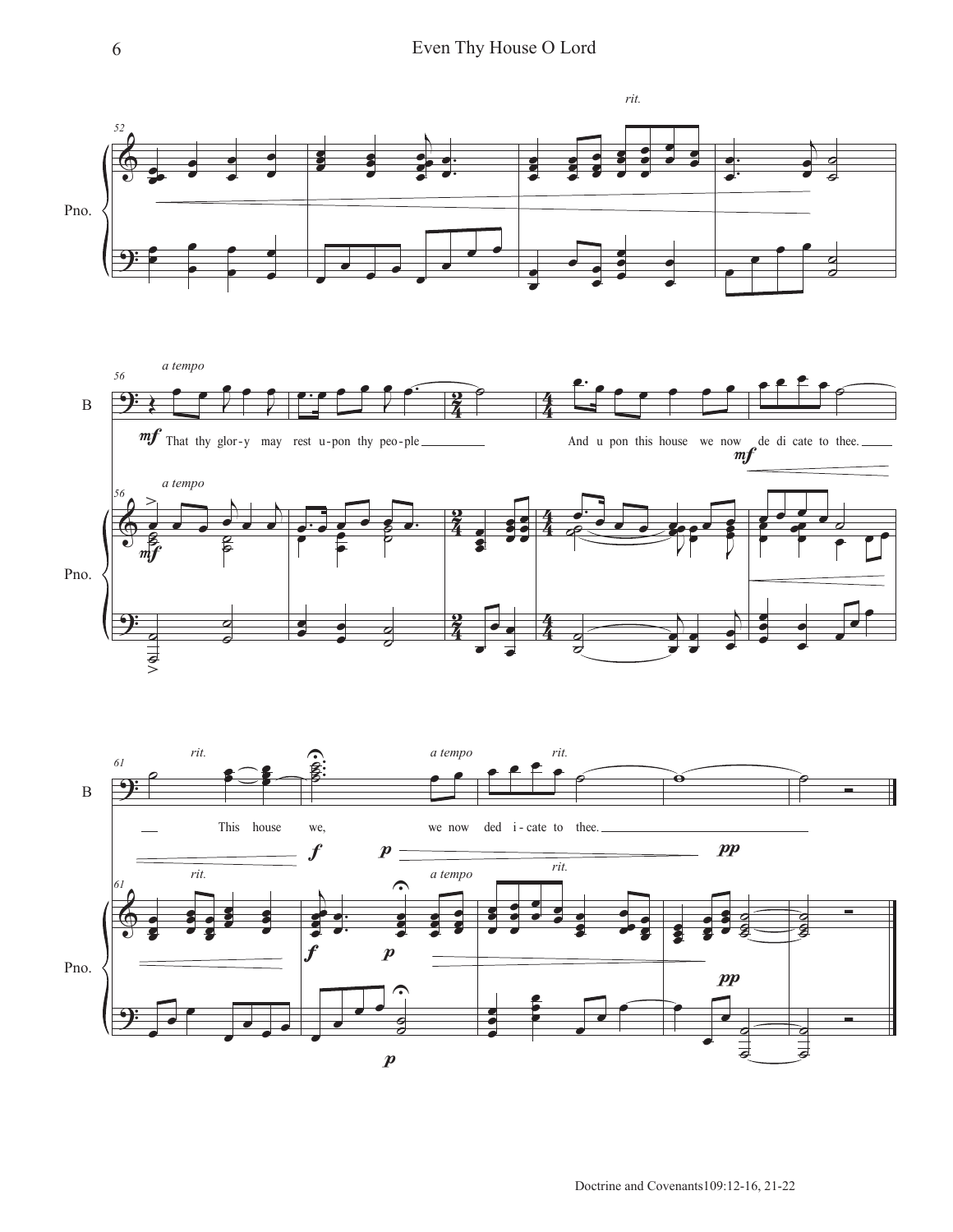That thy glor-y may rest u-pon thy peo-ple

And u pon this house we now de di cate to thee.

This house we, we now ded i-cate to thee.

Doctrine and Covenants109:12-16, 21-22